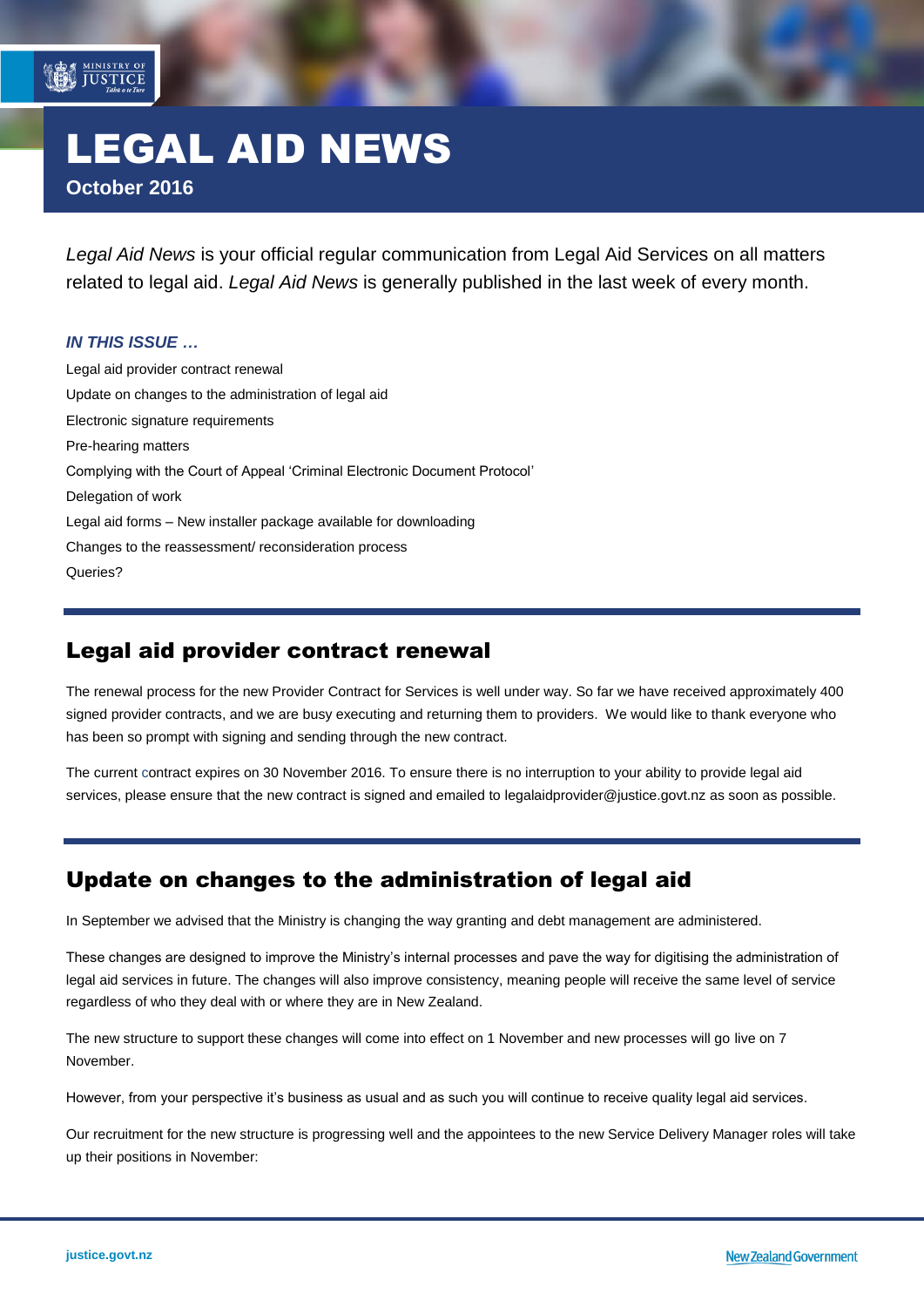# LEGAL AID NEWS

**October 2016**

*Legal Aid News* is your official regular communication from Legal Aid Services on all matters related to legal aid. *Legal Aid News* is generally published in the last week of every month.

***IN THIS ISSUE …***

Legal aid provider contract renewal

Update on changes to the administration of legal aid

Electronic signature requirements

Pre-hearing matters

Complying with the Court of Appeal 'Criminal Electronic Document Protocol'

Delegation of work

Legal aid forms – New installer package available for downloading

Changes to the reassessment/ reconsideration process

Queries?

## Legal aid provider contract renewal

The renewal process for the new Provider Contract for Services is well under way. So far we have received approximately 400 signed provider contracts, and we are busy executing and returning them to providers. We would like to thank everyone who has been so prompt with signing and sending through the new contract.

The current contract expires on 30 November 2016. To ensure there is no interruption to your ability to provide legal aid services, please ensure that the new contract is signed and emailed to legalaidprovider@justice.govt.nz as soon as possible.

## Update on changes to the administration of legal aid

In September we advised that the Ministry is changing the way granting and debt management are administered.

These changes are designed to improve the Ministry's internal processes and pave the way for digitising the administration of legal aid services in future. The changes will also improve consistency, meaning people will receive the same level of service regardless of who they deal with or where they are in New Zealand.

The new structure to support these changes will come into effect on 1 November and new processes will go live on 7 November.

However, from your perspective it's business as usual and as such you will continue to receive quality legal aid services.

Our recruitment for the new structure is progressing well and the appointees to the new Service Delivery Manager roles will take up their positions in November: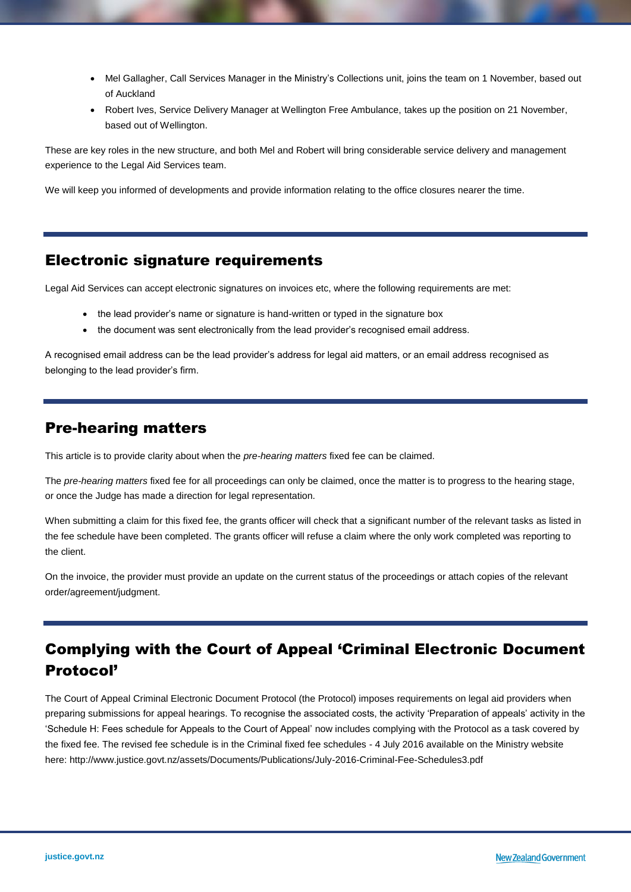- Mel Gallagher, Call Services Manager in the Ministry's Collections unit, joins the team on 1 November, based out of Auckland
- Robert Ives, Service Delivery Manager at Wellington Free Ambulance, takes up the position on 21 November, based out of Wellington.

These are key roles in the new structure, and both Mel and Robert will bring considerable service delivery and management experience to the Legal Aid Services team.

We will keep you informed of developments and provide information relating to the office closures nearer the time.

## Electronic signature requirements

Legal Aid Services can accept electronic signatures on invoices etc, where the following requirements are met:

- the lead provider's name or signature is hand-written or typed in the signature box
- the document was sent electronically from the lead provider's recognised email address.

A recognised email address can be the lead provider's address for legal aid matters, or an email address recognised as belonging to the lead provider's firm.

## Pre-hearing matters

This article is to provide clarity about when the *pre-hearing matters* fixed fee can be claimed.

The *pre-hearing matters* fixed fee for all proceedings can only be claimed, once the matter is to progress to the hearing stage, or once the Judge has made a direction for legal representation.

When submitting a claim for this fixed fee, the grants officer will check that a significant number of the relevant tasks as listed in the fee schedule have been completed. The grants officer will refuse a claim where the only work completed was reporting to the client.

On the invoice, the provider must provide an update on the current status of the proceedings or attach copies of the relevant order/agreement/judgment.

## Complying with the Court of Appeal 'Criminal Electronic Document Protocol'

The Court of Appeal Criminal Electronic Document Protocol (the Protocol) imposes requirements on legal aid providers when preparing submissions for appeal hearings. To recognise the associated costs, the activity 'Preparation of appeals' activity in the 'Schedule H: Fees schedule for Appeals to the Court of Appeal' now includes complying with the Protocol as a task covered by the fixed fee. The revised fee schedule is in the Criminal fixed fee schedules - 4 July 2016 available on the Ministry website here: http://www.justice.govt.nz/assets/Documents/Publications/July-2016-Criminal-Fee-Schedules3.pdf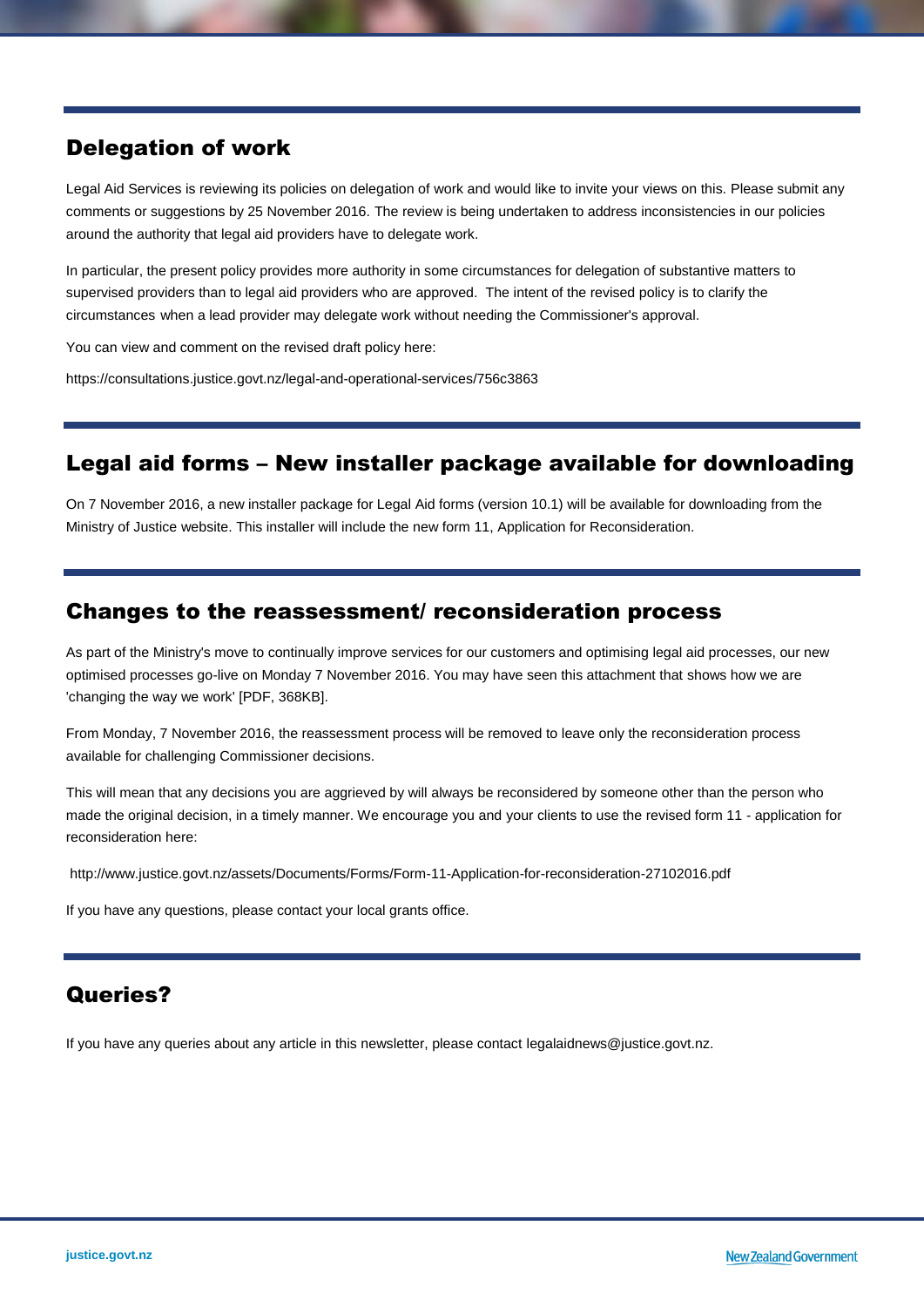## Delegation of work

Legal Aid Services is reviewing its policies on delegation of work and would like to invite your views on this. Please submit any comments or suggestions by 25 November 2016. The review is being undertaken to address inconsistencies in our policies around the authority that legal aid providers have to delegate work.

In particular, the present policy provides more authority in some circumstances for delegation of substantive matters to supervised providers than to legal aid providers who are approved. The intent of the revised policy is to clarify the circumstances when a lead provider may delegate work without needing the Commissioner's approval.

You can view and comment on the revised draft policy here:

https://consultations.justice.govt.nz/legal-and-operational-services/756c3863

## Legal aid forms – New installer package available for downloading

On 7 November 2016, a new installer package for Legal Aid forms (version 10.1) will be available for downloading from the Ministry of Justice website. This installer will include the new form 11, Application for Reconsideration.

## Changes to the reassessment/ reconsideration process

As part of the Ministry's move to continually improve services for our customers and optimising legal aid processes, our new optimised processes go-live on Monday 7 November 2016. You may have seen this attachment that shows how we are 'changing the way we work' [PDF, 368KB].

From Monday, 7 November 2016, the reassessment process will be removed to leave only the reconsideration process available for challenging Commissioner decisions.

This will mean that any decisions you are aggrieved by will always be reconsidered by someone other than the person who made the original decision, in a timely manner. We encourage you and your clients to use the revised form 11 - application for reconsideration here:

http://www.justice.govt.nz/assets/Documents/Forms/Form-11-Application-for-reconsideration-27102016.pdf

If you have any questions, please contact your local grants office.

## Queries?

If you have any queries about any article in this newsletter, please contact legalaidnews@justice.govt.nz.